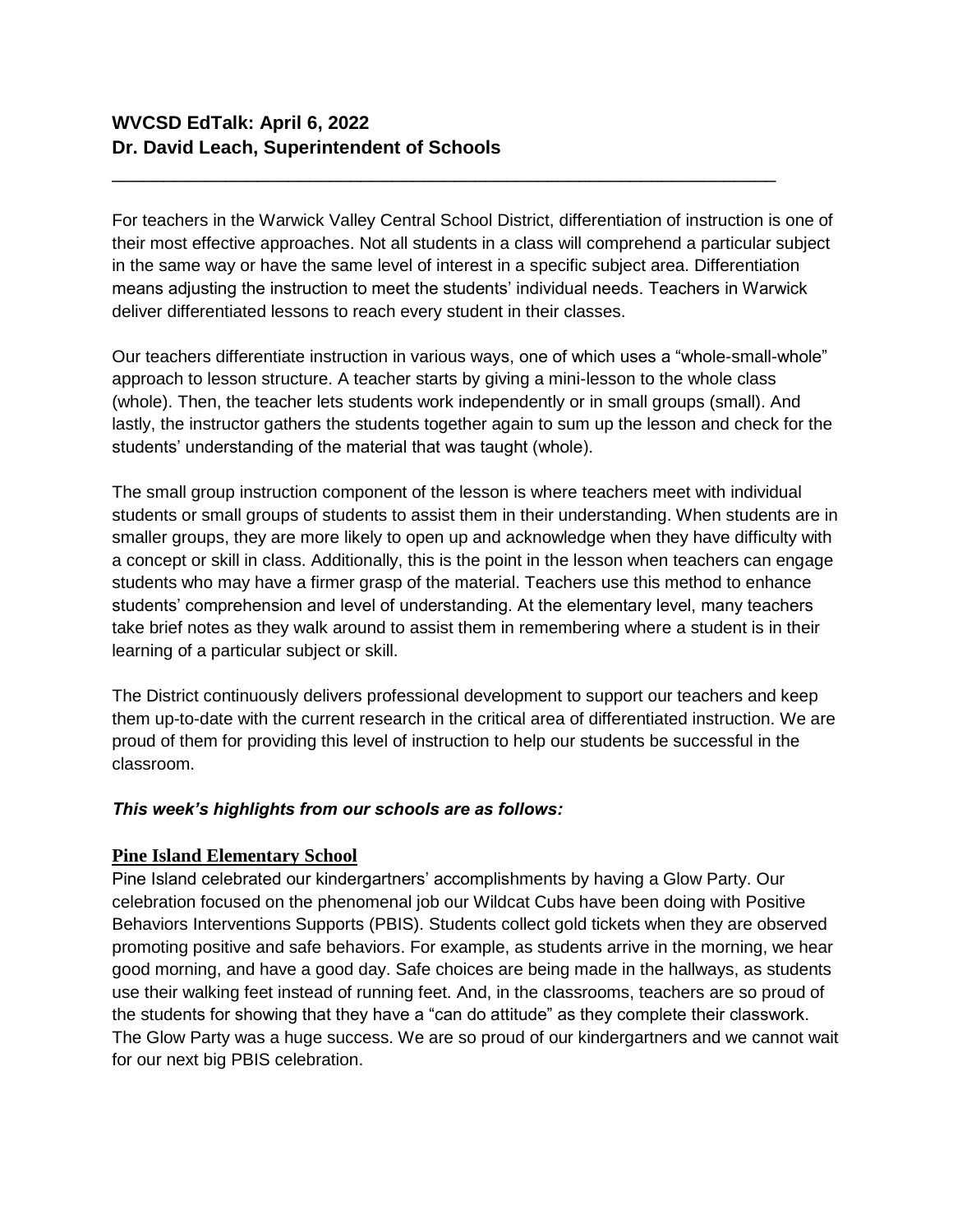**WVCSD EdTalk: April 6, 2022**
**Dr. David Leach, Superintendent of Schools**

---

For teachers in the Warwick Valley Central School District, differentiation of instruction is one of their most effective approaches. Not all students in a class will comprehend a particular subject in the same way or have the same level of interest in a specific subject area. Differentiation means adjusting the instruction to meet the students' individual needs. Teachers in Warwick deliver differentiated lessons to reach every student in their classes.

Our teachers differentiate instruction in various ways, one of which uses a "whole-small-whole" approach to lesson structure. A teacher starts by giving a mini-lesson to the whole class (whole). Then, the teacher lets students work independently or in small groups (small). And lastly, the instructor gathers the students together again to sum up the lesson and check for the students' understanding of the material that was taught (whole).

The small group instruction component of the lesson is where teachers meet with individual students or small groups of students to assist them in their understanding. When students are in smaller groups, they are more likely to open up and acknowledge when they have difficulty with a concept or skill in class. Additionally, this is the point in the lesson when teachers can engage students who may have a firmer grasp of the material. Teachers use this method to enhance students' comprehension and level of understanding. At the elementary level, many teachers take brief notes as they walk around to assist them in remembering where a student is in their learning of a particular subject or skill.

The District continuously delivers professional development to support our teachers and keep them up-to-date with the current research in the critical area of differentiated instruction. We are proud of them for providing this level of instruction to help our students be successful in the classroom.

***This week's highlights from our schools are as follows:***

**Pine Island Elementary School**

Pine Island celebrated our kindergartners' accomplishments by having a Glow Party. Our celebration focused on the phenomenal job our Wildcat Cubs have been doing with Positive Behaviors Interventions Supports (PBIS). Students collect gold tickets when they are observed promoting positive and safe behaviors. For example, as students arrive in the morning, we hear good morning, and have a good day. Safe choices are being made in the hallways, as students use their walking feet instead of running feet. And, in the classrooms, teachers are so proud of the students for showing that they have a "can do attitude" as they complete their classwork. The Glow Party was a huge success. We are so proud of our kindergartners and we cannot wait for our next big PBIS celebration.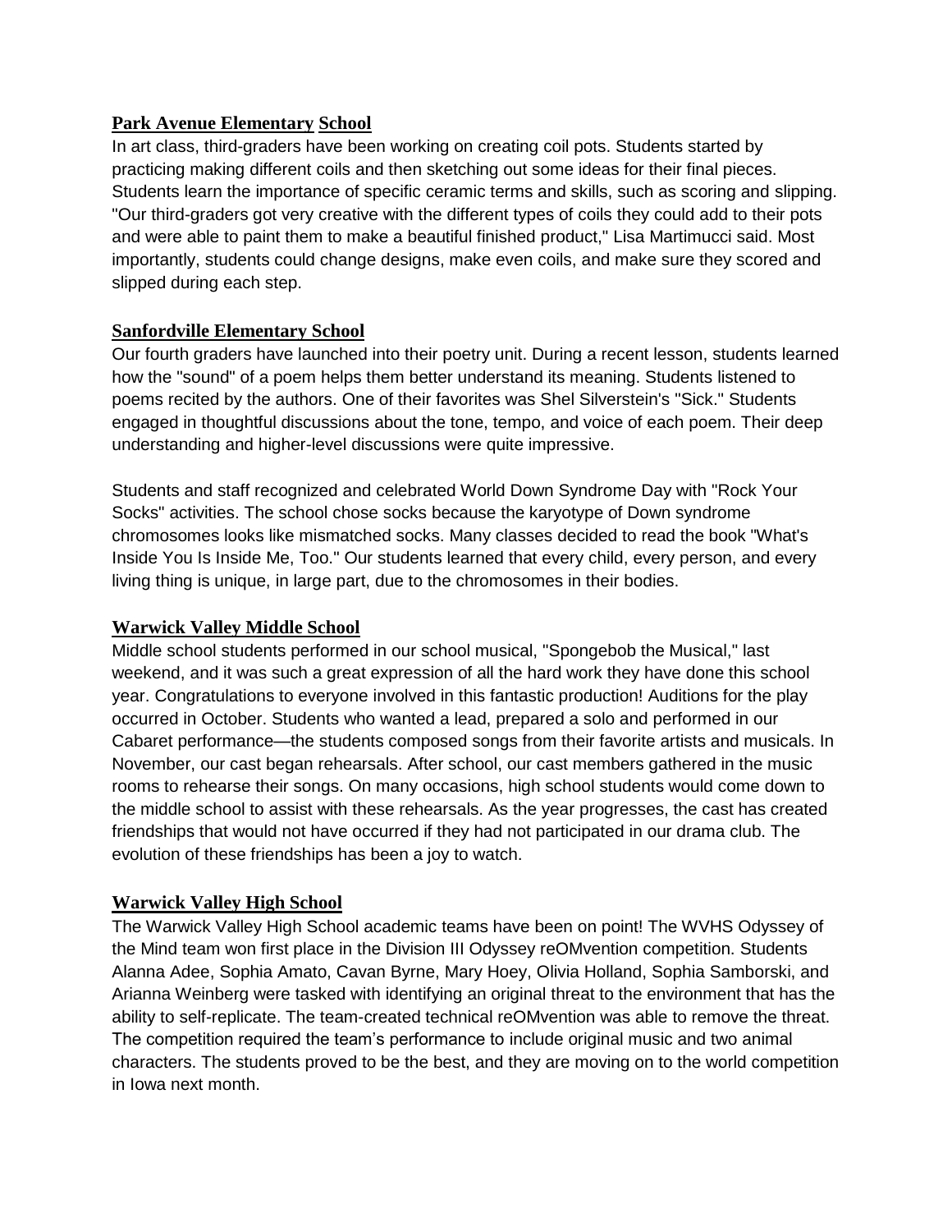## Park Avenue Elementary School

In art class, third-graders have been working on creating coil pots. Students started by practicing making different coils and then sketching out some ideas for their final pieces. Students learn the importance of specific ceramic terms and skills, such as scoring and slipping. "Our third-graders got very creative with the different types of coils they could add to their pots and were able to paint them to make a beautiful finished product," Lisa Martimucci said. Most importantly, students could change designs, make even coils, and make sure they scored and slipped during each step.

## Sanfordville Elementary School

Our fourth graders have launched into their poetry unit. During a recent lesson, students learned how the "sound" of a poem helps them better understand its meaning. Students listened to poems recited by the authors. One of their favorites was Shel Silverstein's "Sick." Students engaged in thoughtful discussions about the tone, tempo, and voice of each poem. Their deep understanding and higher-level discussions were quite impressive.

Students and staff recognized and celebrated World Down Syndrome Day with "Rock Your Socks" activities. The school chose socks because the karyotype of Down syndrome chromosomes looks like mismatched socks. Many classes decided to read the book "What's Inside You Is Inside Me, Too." Our students learned that every child, every person, and every living thing is unique, in large part, due to the chromosomes in their bodies.

## Warwick Valley Middle School

Middle school students performed in our school musical, "Spongebob the Musical," last weekend, and it was such a great expression of all the hard work they have done this school year. Congratulations to everyone involved in this fantastic production! Auditions for the play occurred in October. Students who wanted a lead, prepared a solo and performed in our Cabaret performance—the students composed songs from their favorite artists and musicals. In November, our cast began rehearsals. After school, our cast members gathered in the music rooms to rehearse their songs. On many occasions, high school students would come down to the middle school to assist with these rehearsals. As the year progresses, the cast has created friendships that would not have occurred if they had not participated in our drama club. The evolution of these friendships has been a joy to watch.

## Warwick Valley High School

The Warwick Valley High School academic teams have been on point! The WVHS Odyssey of the Mind team won first place in the Division III Odyssey reOMvention competition. Students Alanna Adee, Sophia Amato, Cavan Byrne, Mary Hoey, Olivia Holland, Sophia Samborski, and Arianna Weinberg were tasked with identifying an original threat to the environment that has the ability to self-replicate. The team-created technical reOMvention was able to remove the threat. The competition required the team's performance to include original music and two animal characters. The students proved to be the best, and they are moving on to the world competition in Iowa next month.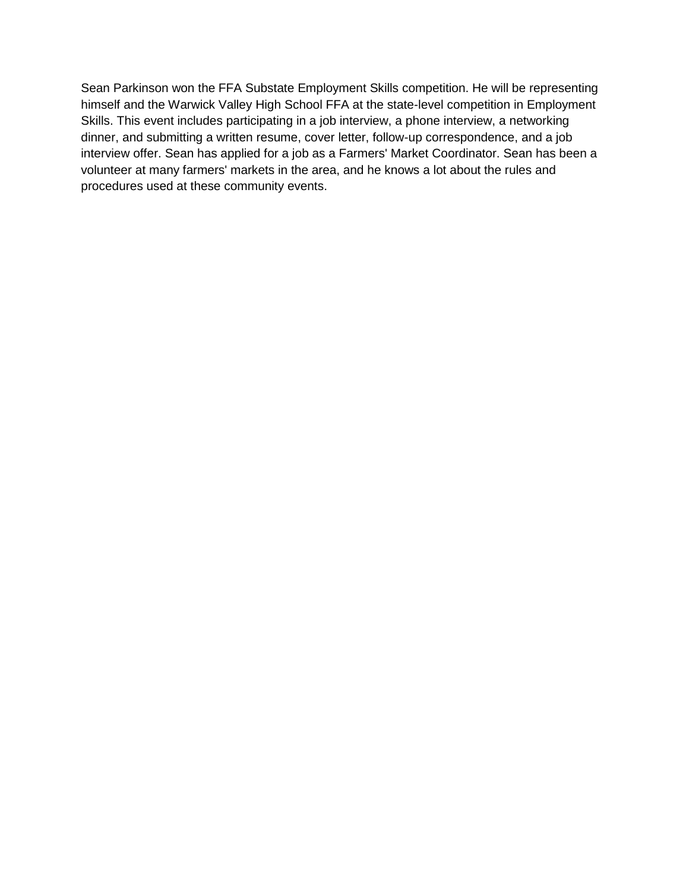Sean Parkinson won the FFA Substate Employment Skills competition. He will be representing himself and the Warwick Valley High School FFA at the state-level competition in Employment Skills. This event includes participating in a job interview, a phone interview, a networking dinner, and submitting a written resume, cover letter, follow-up correspondence, and a job interview offer. Sean has applied for a job as a Farmers' Market Coordinator. Sean has been a volunteer at many farmers' markets in the area, and he knows a lot about the rules and procedures used at these community events.